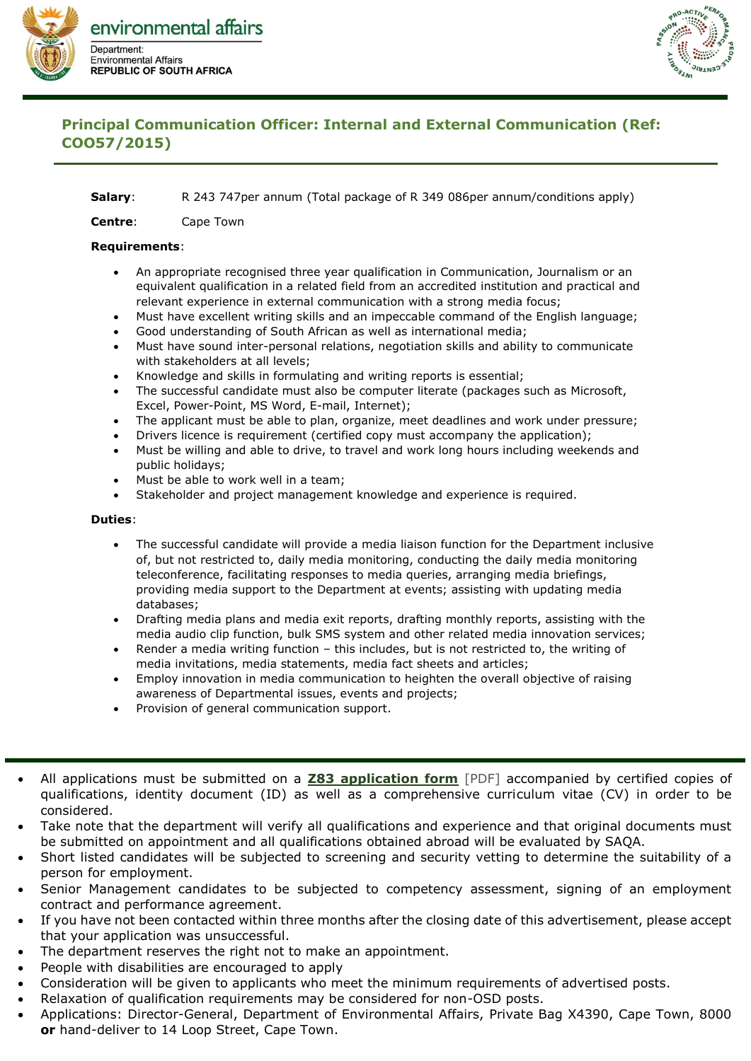environmental affairs

Department:
Environmental Affairs
REPUBLIC OF SOUTH AFRICA

## Principal Communication Officer: Internal and External Communication (Ref: COO57/2015)

**Salary**: R 243 747per annum (Total package of R 349 086per annum/conditions apply)

**Centre**: Cape Town

**Requirements**:

- An appropriate recognised three year qualification in Communication, Journalism or an equivalent qualification in a related field from an accredited institution and practical and relevant experience in external communication with a strong media focus;
- Must have excellent writing skills and an impeccable command of the English language;
- Good understanding of South African as well as international media;
- Must have sound inter-personal relations, negotiation skills and ability to communicate with stakeholders at all levels;
- Knowledge and skills in formulating and writing reports is essential;
- The successful candidate must also be computer literate (packages such as Microsoft, Excel, Power-Point, MS Word, E-mail, Internet);
- The applicant must be able to plan, organize, meet deadlines and work under pressure;
- Drivers licence is requirement (certified copy must accompany the application);
- Must be willing and able to drive, to travel and work long hours including weekends and public holidays;
- Must be able to work well in a team;
- Stakeholder and project management knowledge and experience is required.

**Duties**:

- The successful candidate will provide a media liaison function for the Department inclusive of, but not restricted to, daily media monitoring, conducting the daily media monitoring teleconference, facilitating responses to media queries, arranging media briefings, providing media support to the Department at events; assisting with updating media databases;
- Drafting media plans and media exit reports, drafting monthly reports, assisting with the media audio clip function, bulk SMS system and other related media innovation services;
- Render a media writing function – this includes, but is not restricted to, the writing of media invitations, media statements, media fact sheets and articles;
- Employ innovation in media communication to heighten the overall objective of raising awareness of Departmental issues, events and projects;
- Provision of general communication support.

---

- All applications must be submitted on a **Z83 application form** [PDF] accompanied by certified copies of qualifications, identity document (ID) as well as a comprehensive curriculum vitae (CV) in order to be considered.
- Take note that the department will verify all qualifications and experience and that original documents must be submitted on appointment and all qualifications obtained abroad will be evaluated by SAQA.
- Short listed candidates will be subjected to screening and security vetting to determine the suitability of a person for employment.
- Senior Management candidates to be subjected to competency assessment, signing of an employment contract and performance agreement.
- If you have not been contacted within three months after the closing date of this advertisement, please accept that your application was unsuccessful.
- The department reserves the right not to make an appointment.
- People with disabilities are encouraged to apply
- Consideration will be given to applicants who meet the minimum requirements of advertised posts.
- Relaxation of qualification requirements may be considered for non-OSD posts.
- Applications: Director-General, Department of Environmental Affairs, Private Bag X4390, Cape Town, 8000 **or** hand-deliver to 14 Loop Street, Cape Town.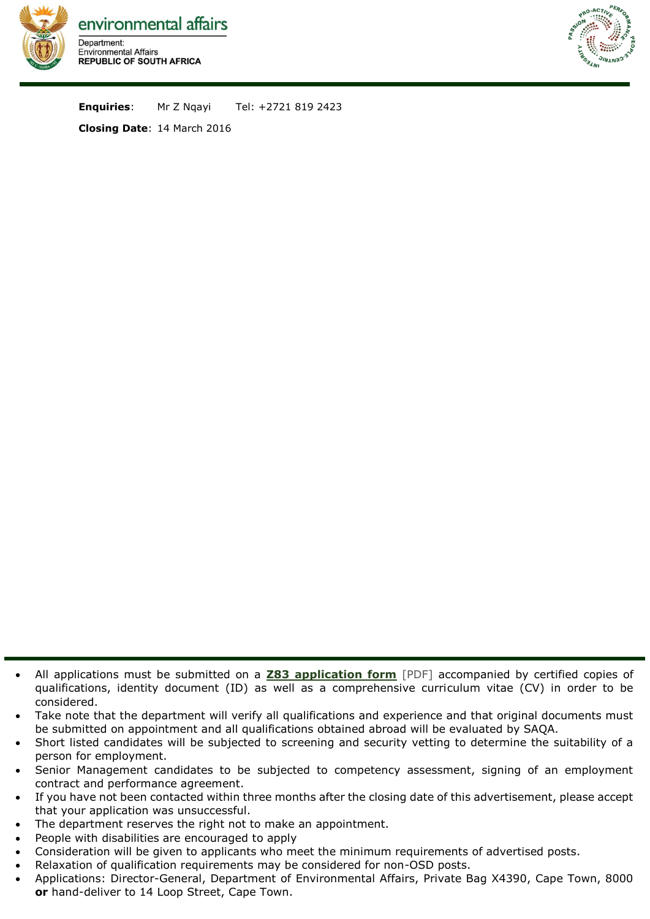**Enquiries**: Mr Z Nqayi Tel: +2721 819 2423

**Closing Date**: 14 March 2016

- All applications must be submitted on a **Z83 application form** [PDF] accompanied by certified copies of qualifications, identity document (ID) as well as a comprehensive curriculum vitae (CV) in order to be considered.
- Take note that the department will verify all qualifications and experience and that original documents must be submitted on appointment and all qualifications obtained abroad will be evaluated by SAQA.
- Short listed candidates will be subjected to screening and security vetting to determine the suitability of a person for employment.
- Senior Management candidates to be subjected to competency assessment, signing of an employment contract and performance agreement.
- If you have not been contacted within three months after the closing date of this advertisement, please accept that your application was unsuccessful.
- The department reserves the right not to make an appointment.
- People with disabilities are encouraged to apply
- Consideration will be given to applicants who meet the minimum requirements of advertised posts.
- Relaxation of qualification requirements may be considered for non-OSD posts.
- Applications: Director-General, Department of Environmental Affairs, Private Bag X4390, Cape Town, 8000 **or** hand-deliver to 14 Loop Street, Cape Town.